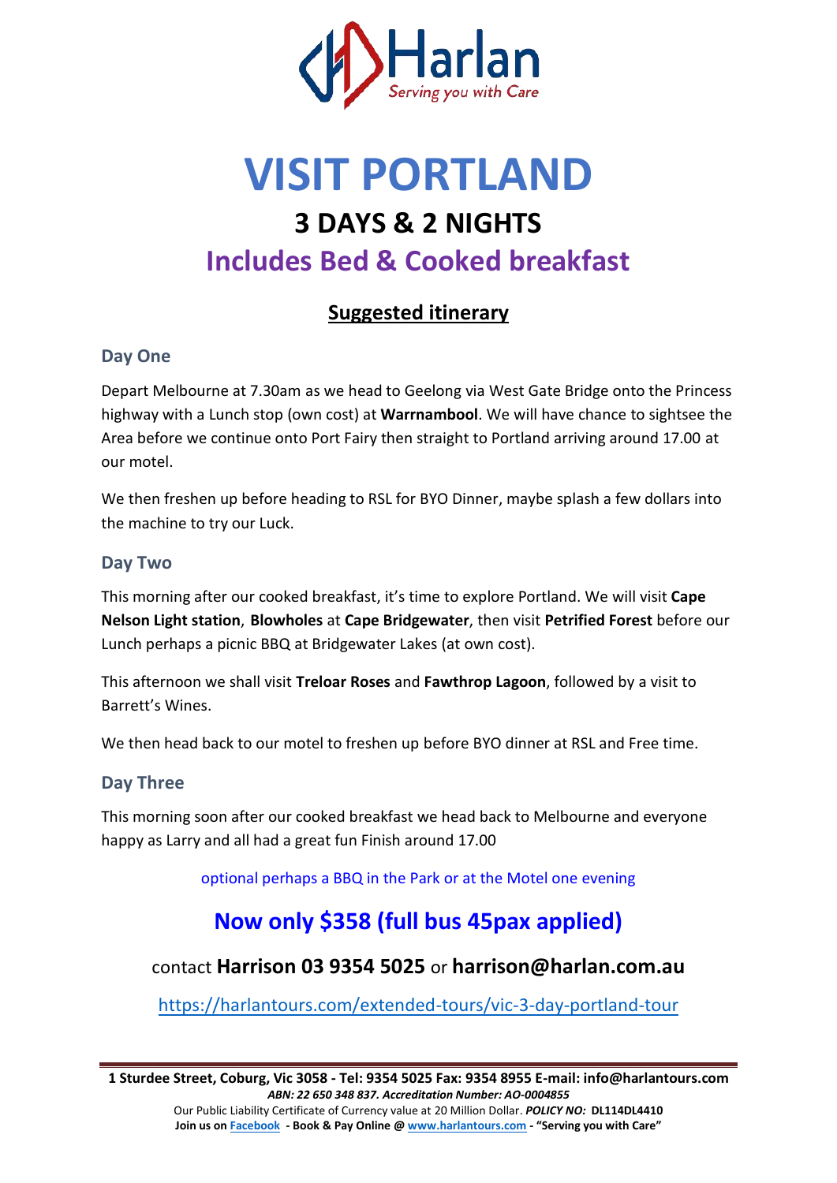Harlan

*Serving you with Care*

# VISIT PORTLAND

## 3 DAYS & 2 NIGHTS

## Includes Bed & Cooked breakfast

### Suggested itinerary

### Day One

Depart Melbourne at 7.30am as we head to Geelong via West Gate Bridge onto the Princess highway with a Lunch stop (own cost) at **Warrnambool**. We will have chance to sightsee the Area before we continue onto Port Fairy then straight to Portland arriving around 17.00 at our motel.

We then freshen up before heading to RSL for BYO Dinner, maybe splash a few dollars into the machine to try our Luck.

### Day Two

This morning after our cooked breakfast, it's time to explore Portland. We will visit **Cape Nelson Light station**, **Blowholes** at **Cape Bridgewater**, then visit **Petrified Forest** before our Lunch perhaps a picnic BBQ at Bridgewater Lakes (at own cost).

This afternoon we shall visit **Treloar Roses** and **Fawthrop Lagoon**, followed by a visit to Barrett's Wines.

We then head back to our motel to freshen up before BYO dinner at RSL and Free time.

### Day Three

This morning soon after our cooked breakfast we head back to Melbourne and everyone happy as Larry and all had a great fun Finish around 17.00

optional perhaps a BBQ in the Park or at the Motel one evening

## Now only $358 (full bus 45pax applied)

contact **Harrison 03 9354 5025** or **harrison@harlan.com.au**

https://harlantours.com/extended-tours/vic-3-day-portland-tour

**1 Sturdee Street, Coburg, Vic 3058 - Tel: 9354 5025 Fax: 9354 8955 E-mail: info@harlantours.com**
***ABN: 22 650 348 837. Accreditation Number: AO-0004855***
Our Public Liability Certificate of Currency value at 20 Million Dollar. ***POLICY NO:*** **DL114DL4410**
**Join us on Facebook - Book & Pay Online @ www.harlantours.com - "Serving you with Care"**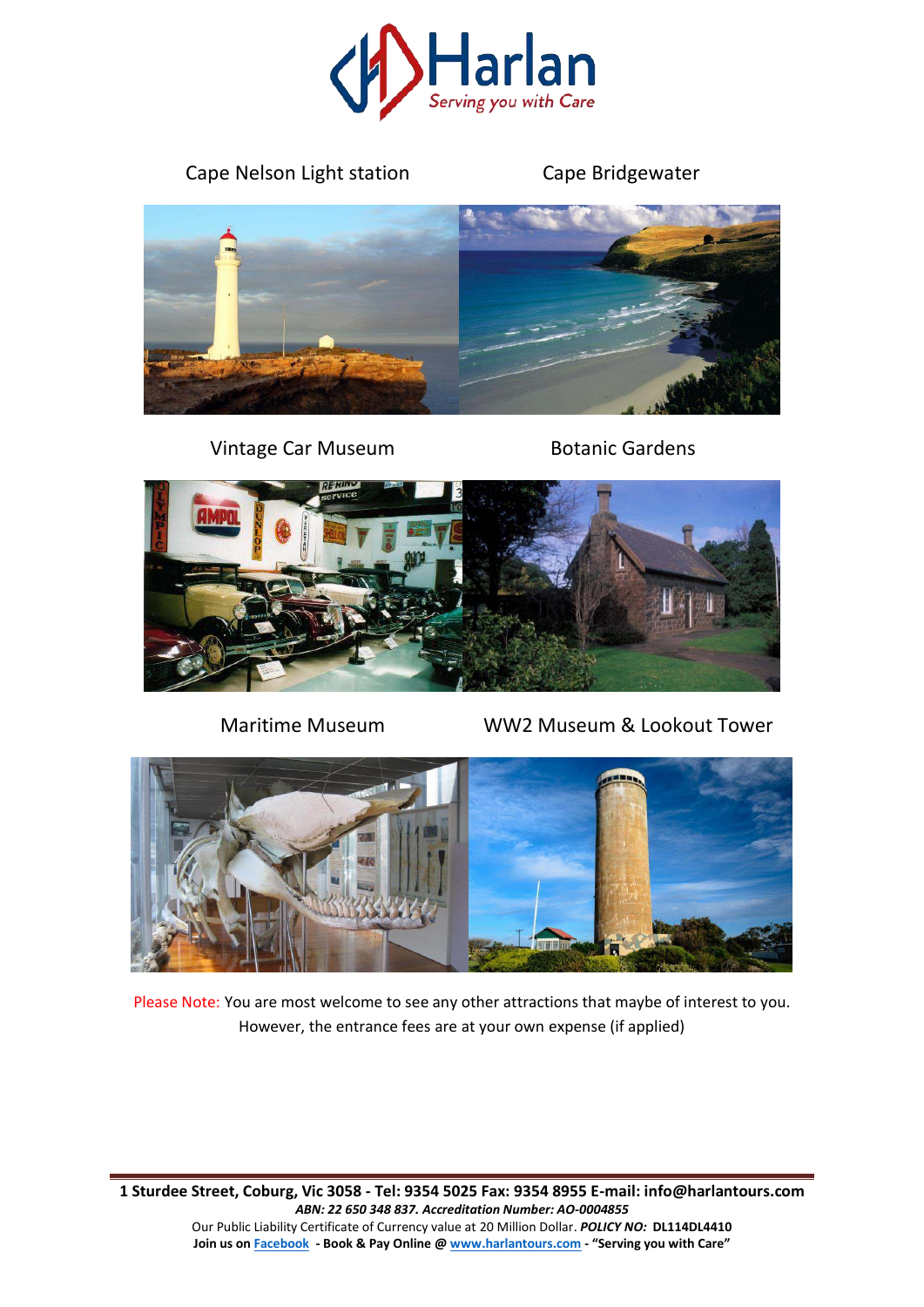Cape Nelson Light station

Cape Bridgewater

Vintage Car Museum

Botanic Gardens

Maritime Museum

WW2 Museum & Lookout Tower

Please Note: You are most welcome to see any other attractions that maybe of interest to you. However, the entrance fees are at your own expense (if applied)

**1 Sturdee Street, Coburg, Vic 3058 - Tel: 9354 5025 Fax: 9354 8955 E-mail: info@harlantours.com**

***ABN: 22 650 348 837. Accreditation Number: AO-0004855***

Our Public Liability Certificate of Currency value at 20 Million Dollar. ***POLICY NO:*** **DL114DL4410**

**Join us on [Facebook](Facebook) - Book & Pay Online @ [www.harlantours.com](www.harlantours.com) - "Serving you with Care"**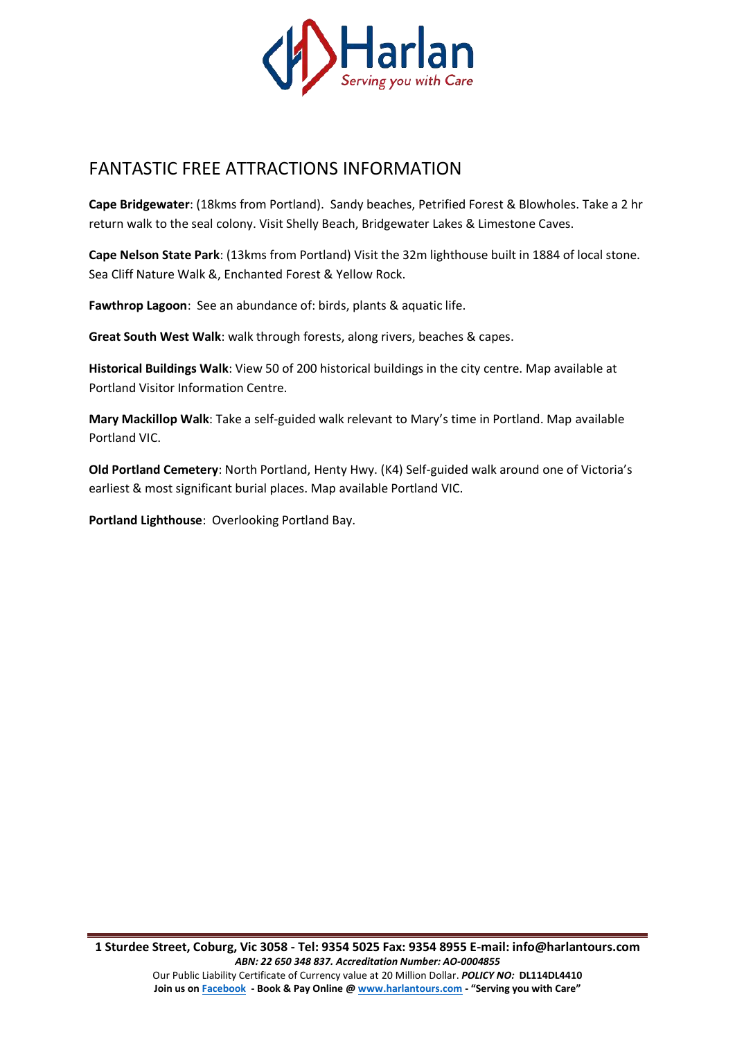## FANTASTIC FREE ATTRACTIONS INFORMATION

**Cape Bridgewater**: (18kms from Portland). Sandy beaches, Petrified Forest & Blowholes. Take a 2 hr return walk to the seal colony. Visit Shelly Beach, Bridgewater Lakes & Limestone Caves.

**Cape Nelson State Park**: (13kms from Portland) Visit the 32m lighthouse built in 1884 of local stone. Sea Cliff Nature Walk &, Enchanted Forest & Yellow Rock.

**Fawthrop Lagoon**: See an abundance of: birds, plants & aquatic life.

**Great South West Walk**: walk through forests, along rivers, beaches & capes.

**Historical Buildings Walk**: View 50 of 200 historical buildings in the city centre. Map available at Portland Visitor Information Centre.

**Mary Mackillop Walk**: Take a self-guided walk relevant to Mary's time in Portland. Map available Portland VIC.

**Old Portland Cemetery**: North Portland, Henty Hwy. (K4) Self-guided walk around one of Victoria's earliest & most significant burial places. Map available Portland VIC.

**Portland Lighthouse**: Overlooking Portland Bay.